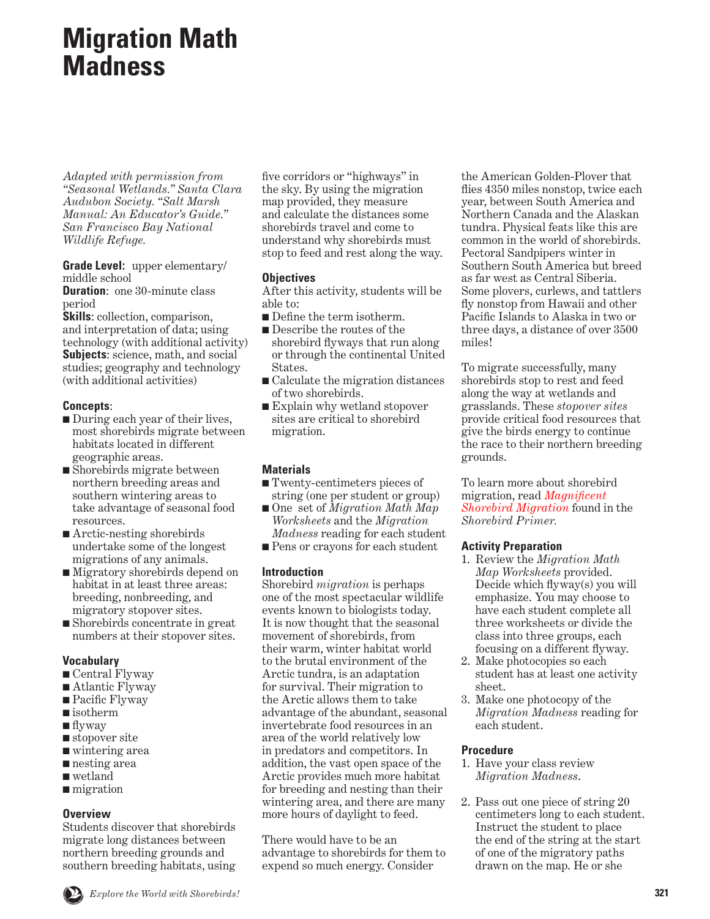# Migration Math Madness

*Adapted with permission from "Seasonal Wetlands." Santa Clara Audubon Society. "Salt Marsh Manual: An Educator's Guide." San Francisco Bay National Wildlife Refuge.*

**Grade Level:** upper elementary/ middle school
**Duration**: one 30-minute class period
**Skills**: collection, comparison, and interpretation of data; using technology (with additional activity)
**Subjects**: science, math, and social studies; geography and technology (with additional activities)

### Concepts:

- During each year of their lives, most shorebirds migrate between habitats located in different geographic areas.
- Shorebirds migrate between northern breeding areas and southern wintering areas to take advantage of seasonal food resources.
- Arctic-nesting shorebirds undertake some of the longest migrations of any animals.
- Migratory shorebirds depend on habitat in at least three areas: breeding, nonbreeding, and migratory stopover sites.
- Shorebirds concentrate in great numbers at their stopover sites.

### Vocabulary

- Central Flyway
- Atlantic Flyway
- Pacific Flyway
- isotherm
- flyway
- stopover site
- wintering area
- nesting area
- wetland
- migration

### Overview

Students discover that shorebirds migrate long distances between northern breeding grounds and southern breeding habitats, using five corridors or "highways" in the sky. By using the migration map provided, they measure and calculate the distances some shorebirds travel and come to understand why shorebirds must stop to feed and rest along the way.

### Objectives

After this activity, students will be able to:

- Define the term isotherm.
- Describe the routes of the shorebird flyways that run along or through the continental United States.
- Calculate the migration distances of two shorebirds.
- Explain why wetland stopover sites are critical to shorebird migration.

### Materials

- Twenty-centimeters pieces of string (one per student or group)
- One set of *Migration Math Map Worksheets* and the *Migration Madness* reading for each student
- Pens or crayons for each student

### Introduction

Shorebird *migration* is perhaps one of the most spectacular wildlife events known to biologists today. It is now thought that the seasonal movement of shorebirds, from their warm, winter habitat world to the brutal environment of the Arctic tundra, is an adaptation for survival. Their migration to the Arctic allows them to take advantage of the abundant, seasonal invertebrate food resources in an area of the world relatively low in predators and competitors. In addition, the vast open space of the Arctic provides much more habitat for breeding and nesting than their wintering area, and there are many more hours of daylight to feed.

There would have to be an advantage to shorebirds for them to expend so much energy. Consider the American Golden-Plover that flies 4350 miles nonstop, twice each year, between South America and Northern Canada and the Alaskan tundra. Physical feats like this are common in the world of shorebirds. Pectoral Sandpipers winter in Southern South America but breed as far west as Central Siberia. Some plovers, curlews, and tattlers fly nonstop from Hawaii and other Pacific Islands to Alaska in two or three days, a distance of over 3500 miles!

To migrate successfully, many shorebirds stop to rest and feed along the way at wetlands and grasslands. These *stopover sites* provide critical food resources that give the birds energy to continue the race to their northern breeding grounds.

To learn more about shorebird migration, read *Magnificent Shorebird Migration* found in the *Shorebird Primer.*

### Activity Preparation

1. Review the *Migration Math Map Worksheets* provided. Decide which flyway(s) you will emphasize. You may choose to have each student complete all three worksheets or divide the class into three groups, each focusing on a different flyway.
2. Make photocopies so each student has at least one activity sheet.
3. Make one photocopy of the *Migration Madness* reading for each student.

### Procedure

1. Have your class review *Migration Madness*.
2. Pass out one piece of string 20 centimeters long to each student. Instruct the student to place the end of the string at the start of one of the migratory paths drawn on the map. He or she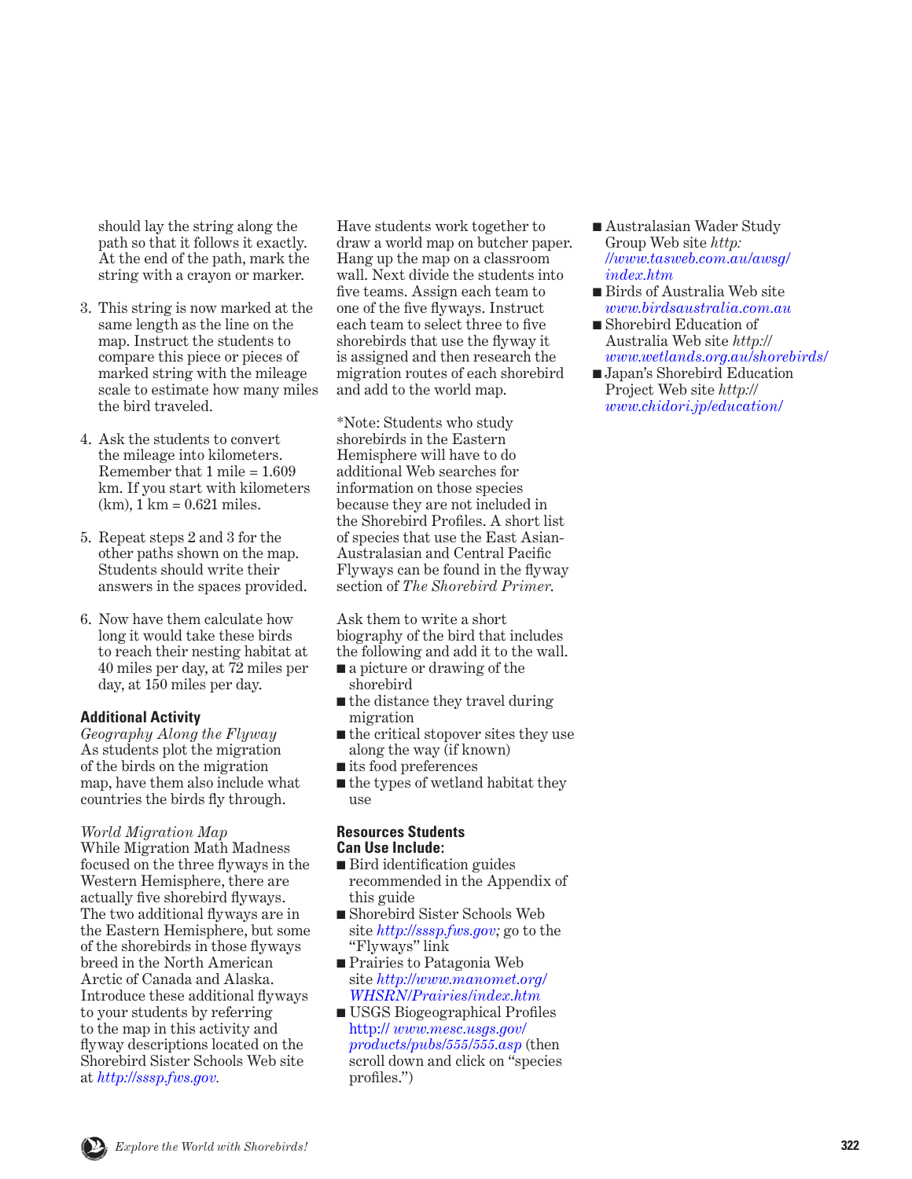should lay the string along the path so that it follows it exactly. At the end of the path, mark the string with a crayon or marker.

3. This string is now marked at the same length as the line on the map. Instruct the students to compare this piece or pieces of marked string with the mileage scale to estimate how many miles the bird traveled.

4. Ask the students to convert the mileage into kilometers. Remember that 1 mile = 1.609 km. If you start with kilometers (km), 1 km = 0.621 miles.

5. Repeat steps 2 and 3 for the other paths shown on the map. Students should write their answers in the spaces provided.

6. Now have them calculate how long it would take these birds to reach their nesting habitat at 40 miles per day, at 72 miles per day, at 150 miles per day.

### Additional Activity

*Geography Along the Flyway*
As students plot the migration of the birds on the migration map, have them also include what countries the birds fly through.

*World Migration Map*
While Migration Math Madness focused on the three flyways in the Western Hemisphere, there are actually five shorebird flyways. The two additional flyways are in the Eastern Hemisphere, but some of the shorebirds in those flyways breed in the North American Arctic of Canada and Alaska. Introduce these additional flyways to your students by referring to the map in this activity and flyway descriptions located on the Shorebird Sister Schools Web site at *http://sssp.fws.gov.*

Have students work together to draw a world map on butcher paper. Hang up the map on a classroom wall. Next divide the students into five teams. Assign each team to one of the five flyways. Instruct each team to select three to five shorebirds that use the flyway it is assigned and then research the migration routes of each shorebird and add to the world map.

*Note: Students who study shorebirds in the Eastern Hemisphere will have to do additional Web searches for information on those species because they are not included in the Shorebird Profiles. A short list of species that use the East Asian-Australasian and Central Pacific Flyways can be found in the flyway section of *The Shorebird Primer.*

Ask them to write a short biography of the bird that includes the following and add it to the wall.

- a picture or drawing of the shorebird
- the distance they travel during migration
- the critical stopover sites they use along the way (if known)
- its food preferences
- the types of wetland habitat they use

### Resources Students Can Use Include:

- Bird identification guides recommended in the Appendix of this guide
- Shorebird Sister Schools Web site *http://sssp.fws.gov;* go to the "Flyways" link
- Prairies to Patagonia Web site *http://www.manomet.org/WHSRN/Prairies/index.htm*
- USGS Biogeographical Profiles http:// *www.mesc.usgs.gov/products/pubs/555/555.asp* (then scroll down and click on "species profiles.")
- Australasian Wader Study Group Web site *http://www.tasweb.com.au/awsg/index.htm*
- Birds of Australia Web site *www.birdsaustralia.com.au*
- Shorebird Education of Australia Web site *http://www.wetlands.org.au/shorebirds/*
- Japan's Shorebird Education Project Web site *http://www.chidori.jp/education/*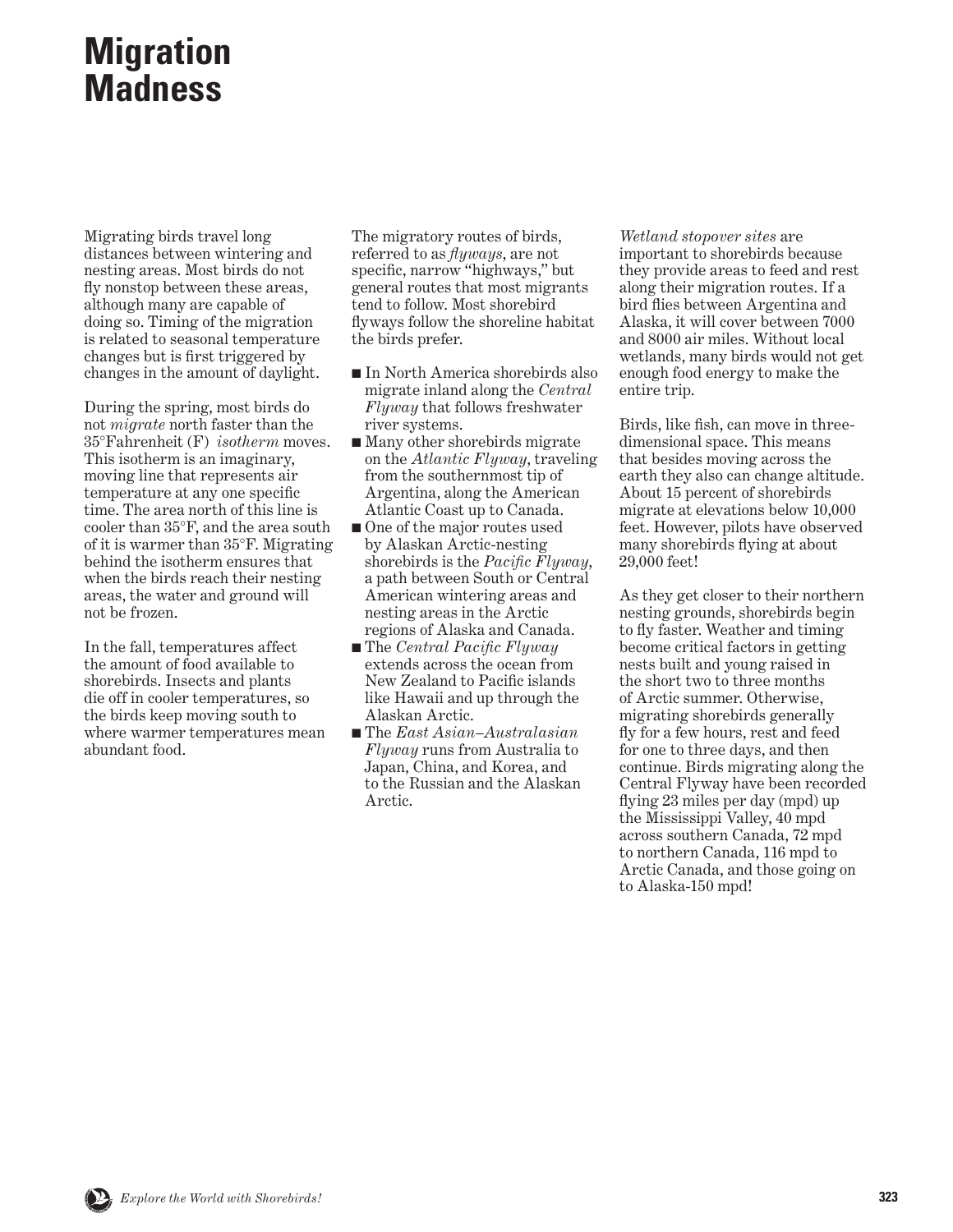# Migration Madness

Migrating birds travel long distances between wintering and nesting areas. Most birds do not fly nonstop between these areas, although many are capable of doing so. Timing of the migration is related to seasonal temperature changes but is first triggered by changes in the amount of daylight.

During the spring, most birds do not *migrate* north faster than the 35°Fahrenheit (F) *isotherm* moves. This isotherm is an imaginary, moving line that represents air temperature at any one specific time. The area north of this line is cooler than 35°F, and the area south of it is warmer than 35°F. Migrating behind the isotherm ensures that when the birds reach their nesting areas, the water and ground will not be frozen.

In the fall, temperatures affect the amount of food available to shorebirds. Insects and plants die off in cooler temperatures, so the birds keep moving south to where warmer temperatures mean abundant food.

The migratory routes of birds, referred to as *flyways*, are not specific, narrow "highways," but general routes that most migrants tend to follow. Most shorebird flyways follow the shoreline habitat the birds prefer.

- In North America shorebirds also migrate inland along the *Central Flyway* that follows freshwater river systems.
- Many other shorebirds migrate on the *Atlantic Flyway*, traveling from the southernmost tip of Argentina, along the American Atlantic Coast up to Canada.
- One of the major routes used by Alaskan Arctic-nesting shorebirds is the *Pacific Flyway*, a path between South or Central American wintering areas and nesting areas in the Arctic regions of Alaska and Canada.
- The *Central Pacific Flyway* extends across the ocean from New Zealand to Pacific islands like Hawaii and up through the Alaskan Arctic.
- The *East Asian–Australasian Flyway* runs from Australia to Japan, China, and Korea, and to the Russian and the Alaskan Arctic.

*Wetland stopover sites* are important to shorebirds because they provide areas to feed and rest along their migration routes. If a bird flies between Argentina and Alaska, it will cover between 7000 and 8000 air miles. Without local wetlands, many birds would not get enough food energy to make the entire trip.

Birds, like fish, can move in three-dimensional space. This means that besides moving across the earth they also can change altitude. About 15 percent of shorebirds migrate at elevations below 10,000 feet. However, pilots have observed many shorebirds flying at about 29,000 feet!

As they get closer to their northern nesting grounds, shorebirds begin to fly faster. Weather and timing become critical factors in getting nests built and young raised in the short two to three months of Arctic summer. Otherwise, migrating shorebirds generally fly for a few hours, rest and feed for one to three days, and then continue. Birds migrating along the Central Flyway have been recorded flying 23 miles per day (mpd) up the Mississippi Valley, 40 mpd across southern Canada, 72 mpd to northern Canada, 116 mpd to Arctic Canada, and those going on to Alaska-150 mpd!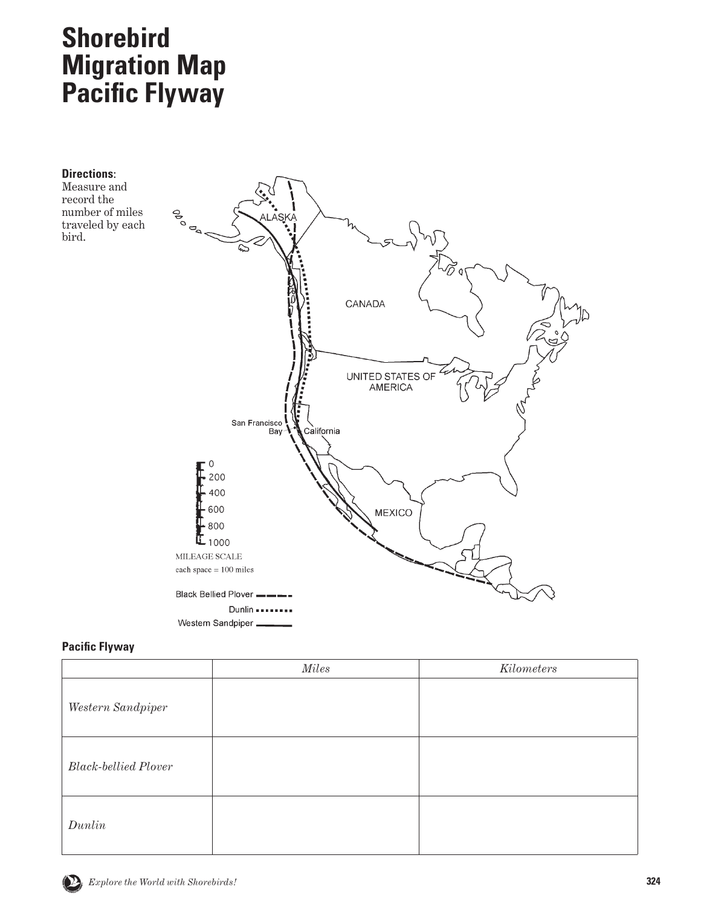# Shorebird Migration Map Pacific Flyway

**Directions**: Measure and record the number of miles traveled by each bird.

ALASKA

CANADA

UNITED STATES OF AMERICA

San Francisco Bay

California

MEXICO

0
200
400
600
800
1000

MILEAGE SCALE
each space = 100 miles

Black Bellied Plover

Dunlin

Western Sandpiper

**Pacific Flyway**

| | *Miles* | *Kilometers* |
|---|---|---|
| *Western Sandpiper* | | |
| *Black-bellied Plover* | | |
| *Dunlin* | | |

*Explore the World with Shorebirds!*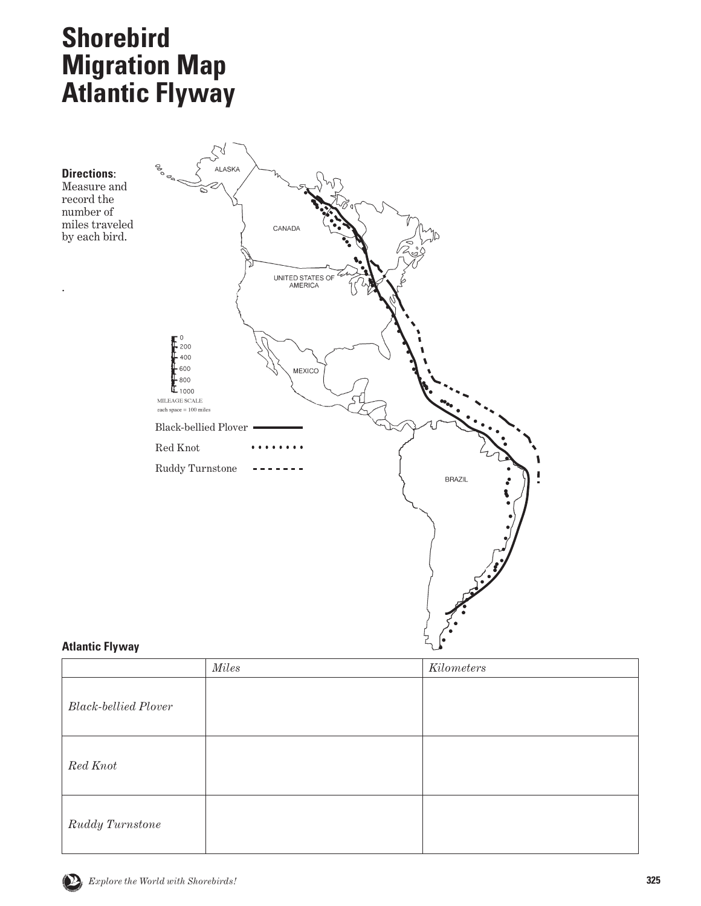# Shorebird Migration Map Atlantic Flyway

**Directions**: Measure and record the number of miles traveled by each bird.

.

MILEAGE SCALE
each space = 100 miles

0
200
400
600
800
1000

Black-bellied Plover
Red Knot
Ruddy Turnstone

ALASKA
CANADA
UNITED STATES OF AMERICA
MEXICO
BRAZIL

**Atlantic Flyway**

| | *Miles* | *Kilometers* |
|---|---|---|
| *Black-bellied Plover* | | |
| *Red Knot* | | |
| *Ruddy Turnstone* | | |

*Explore the World with Shorebirds!*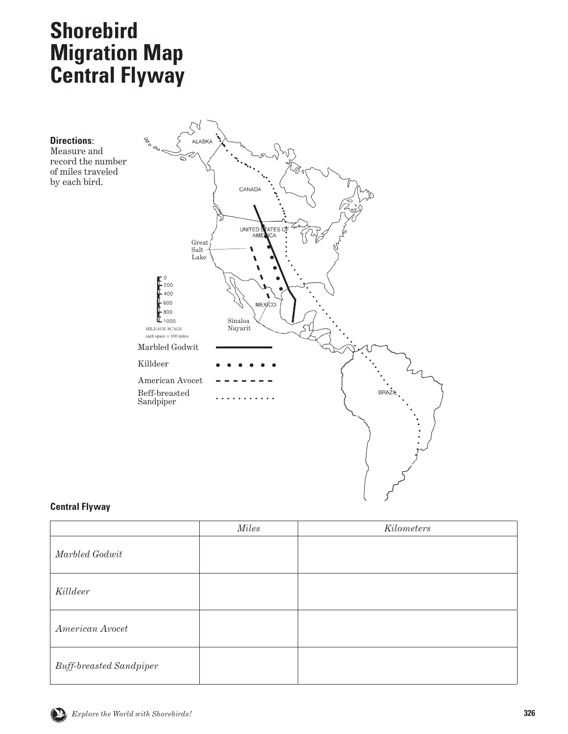# Shorebird Migration Map Central Flyway

**Directions**: Measure and record the number of miles traveled by each bird.

ALASKA

CANADA

UNITED STATES OF AMERICA

Great Salt Lake

MEXICO

Sinaloa Nayarit

BRAZIL

0
200
400
600
800
1000
MILEAGE SCALE
each space = 100 miles

Marbled Godwit

Killdeer

American Avocet

Beff-breasted Sandpiper

**Central Flyway**

| | *Miles* | *Kilometers* |
|---|---|---|
| *Marbled Godwit* | | |
| *Killdeer* | | |
| *American Avocet* | | |
| *Buff-breasted Sandpiper* | | |

*Explore the World with Shorebirds!*